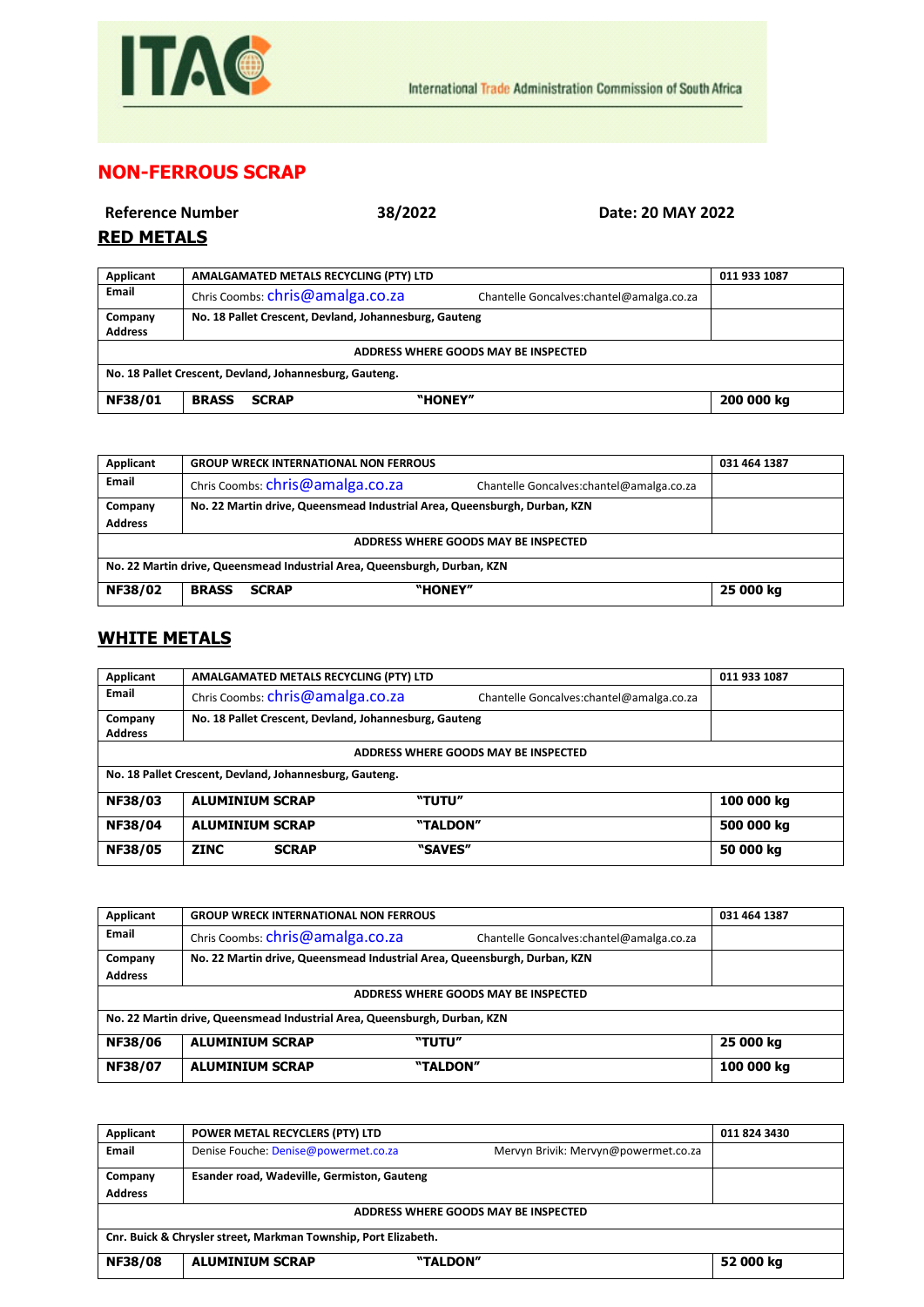ITAC

International Trade Administration Commission of South Africa

## NON-FERROUS SCRAP

**Reference Number** **38/2022** **Date: 20 MAY 2022**

## RED METALS

| Applicant | AMALGAMATED METALS RECYCLING (PTY) LTD | | 011 933 1087 |
|---|---|---|---|
| Email | Chris Coombs: chris@amalga.co.za | Chantelle Goncalves:chantel@amalga.co.za | |
| Company Address | No. 18 Pallet Crescent, Devland, Johannesburg, Gauteng | | |
| ADDRESS WHERE GOODS MAY BE INSPECTED | | | |
| No. 18 Pallet Crescent, Devland, Johannesburg, Gauteng. | | | |
| **NF38/01** | **BRASS SCRAP** | **"HONEY"** | **200 000 kg** |

| Applicant | GROUP WRECK INTERNATIONAL NON FERROUS | | 031 464 1387 |
|---|---|---|---|
| Email | Chris Coombs: chris@amalga.co.za | Chantelle Goncalves:chantel@amalga.co.za | |
| Company Address | No. 22 Martin drive, Queensmead Industrial Area, Queensburgh, Durban, KZN | | |
| ADDRESS WHERE GOODS MAY BE INSPECTED | | | |
| No. 22 Martin drive, Queensmead Industrial Area, Queensburgh, Durban, KZN | | | |
| **NF38/02** | **BRASS SCRAP** | **"HONEY"** | **25 000 kg** |

## WHITE METALS

| Applicant | AMALGAMATED METALS RECYCLING (PTY) LTD | | 011 933 1087 |
|---|---|---|---|
| Email | Chris Coombs: chris@amalga.co.za | Chantelle Goncalves:chantel@amalga.co.za | |
| Company Address | No. 18 Pallet Crescent, Devland, Johannesburg, Gauteng | | |
| ADDRESS WHERE GOODS MAY BE INSPECTED | | | |
| No. 18 Pallet Crescent, Devland, Johannesburg, Gauteng. | | | |
| **NF38/03** | **ALUMINIUM SCRAP** | **"TUTU"** | **100 000 kg** |
| **NF38/04** | **ALUMINIUM SCRAP** | **"TALDON"** | **500 000 kg** |
| **NF38/05** | **ZINC SCRAP** | **"SAVES"** | **50 000 kg** |

| Applicant | GROUP WRECK INTERNATIONAL NON FERROUS | | 031 464 1387 |
|---|---|---|---|
| Email | Chris Coombs: chris@amalga.co.za | Chantelle Goncalves:chantel@amalga.co.za | |
| Company Address | No. 22 Martin drive, Queensmead Industrial Area, Queensburgh, Durban, KZN | | |
| ADDRESS WHERE GOODS MAY BE INSPECTED | | | |
| No. 22 Martin drive, Queensmead Industrial Area, Queensburgh, Durban, KZN | | | |
| **NF38/06** | **ALUMINIUM SCRAP** | **"TUTU"** | **25 000 kg** |
| **NF38/07** | **ALUMINIUM SCRAP** | **"TALDON"** | **100 000 kg** |

| Applicant | POWER METAL RECYCLERS (PTY) LTD | | 011 824 3430 |
|---|---|---|---|
| Email | Denise Fouche: Denise@powermet.co.za | Mervyn Brivik: Mervyn@powermet.co.za | |
| Company Address | Esander road, Wadeville, Germiston, Gauteng | | |
| ADDRESS WHERE GOODS MAY BE INSPECTED | | | |
| Cnr. Buick & Chrysler street, Markman Township, Port Elizabeth. | | | |
| **NF38/08** | **ALUMINIUM SCRAP** | **"TALDON"** | **52 000 kg** |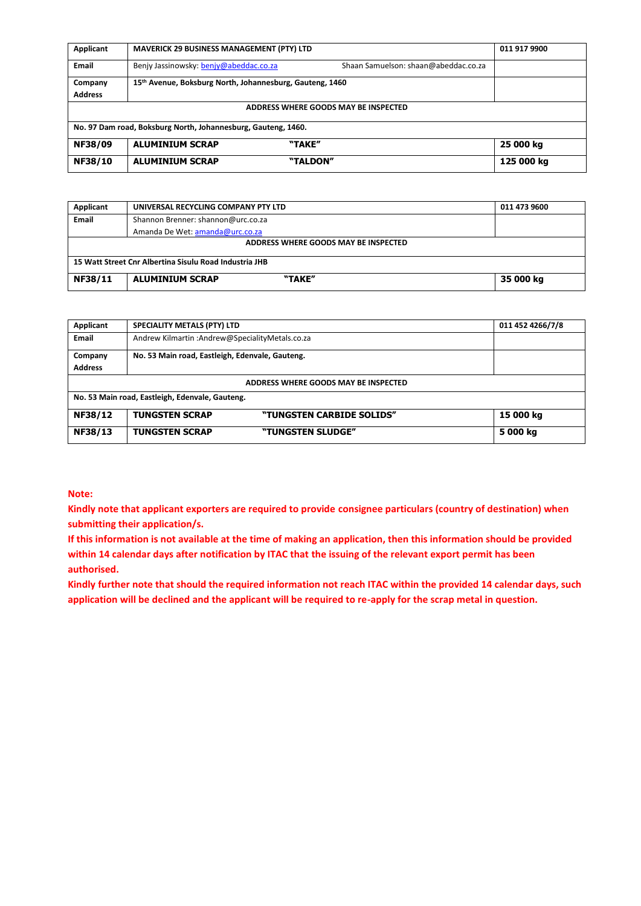| | | | |
|---|---|---|---|
| **Applicant** | **MAVERICK 29 BUSINESS MANAGEMENT (PTY) LTD** | | **011 917 9900** |
| **Email** | Benjy Jassinowsky: benjy@abeddac.co.za | Shaan Samuelson: shaan@abeddac.co.za | |
| **Company Address** | **15th Avenue, Boksburg North, Johannesburg, Gauteng, 1460** | | |
| **ADDRESS WHERE GOODS MAY BE INSPECTED** | | | |
| **No. 97 Dam road, Boksburg North, Johannesburg, Gauteng, 1460.** | | | |
| **NF38/09** | **ALUMINIUM SCRAP** | **"TAKE"** | **25 000 kg** |
| **NF38/10** | **ALUMINIUM SCRAP** | **"TALDON"** | **125 000 kg** |

| | | | |
|---|---|---|---|
| **Applicant** | **UNIVERSAL RECYCLING COMPANY PTY LTD** | | **011 473 9600** |
| **Email** | Shannon Brenner: shannon@urc.co.za<br>Amanda De Wet: amanda@urc.co.za | | |
| **ADDRESS WHERE GOODS MAY BE INSPECTED** | | | |
| **15 Watt Street Cnr Albertina Sisulu Road Industria JHB** | | | |
| **NF38/11** | **ALUMINIUM SCRAP** | **"TAKE"** | **35 000 kg** |

| | | | |
|---|---|---|---|
| **Applicant** | **SPECIALITY METALS (PTY) LTD** | | **011 452 4266/7/8** |
| **Email** | Andrew Kilmartin :Andrew@SpecialityMetals.co.za | | |
| **Company Address** | **No. 53 Main road, Eastleigh, Edenvale, Gauteng.** | | |
| **ADDRESS WHERE GOODS MAY BE INSPECTED** | | | |
| **No. 53 Main road, Eastleigh, Edenvale, Gauteng.** | | | |
| **NF38/12** | **TUNGSTEN SCRAP** | **"TUNGSTEN CARBIDE SOLIDS"** | **15 000 kg** |
| **NF38/13** | **TUNGSTEN SCRAP** | **"TUNGSTEN SLUDGE"** | **5 000 kg** |

**Note:**

**Kindly note that applicant exporters are required to provide consignee particulars (country of destination) when submitting their application/s.**

**If this information is not available at the time of making an application, then this information should be provided within 14 calendar days after notification by ITAC that the issuing of the relevant export permit has been authorised.**

**Kindly further note that should the required information not reach ITAC within the provided 14 calendar days, such application will be declined and the applicant will be required to re-apply for the scrap metal in question.**